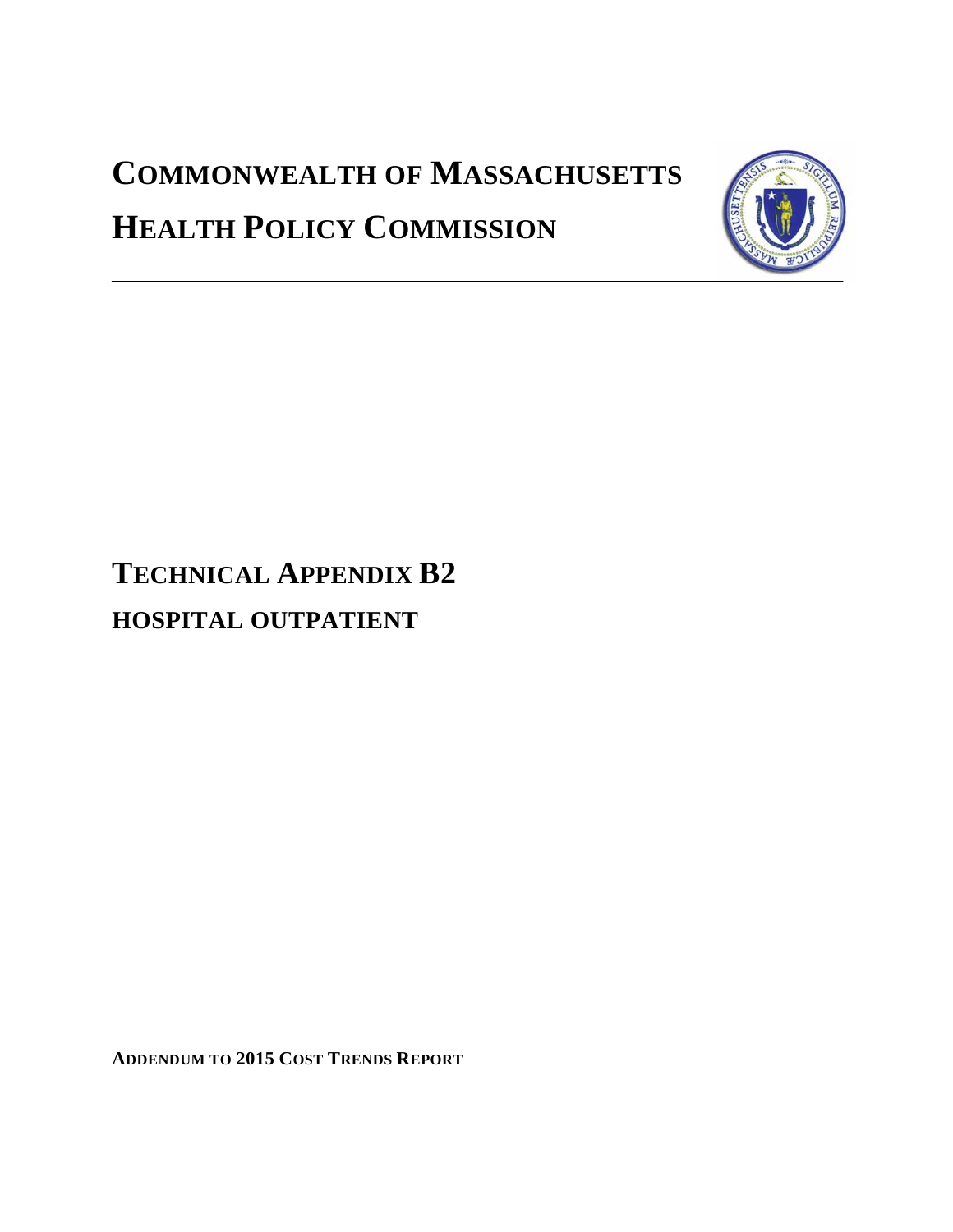# COMMONWEALTH OF MASSACHUSETTS

# HEALTH POLICY COMMISSION

---

## TECHNICAL APPENDIX B2

## HOSPITAL OUTPATIENT

**ADDENDUM TO 2015 COST TRENDS REPORT**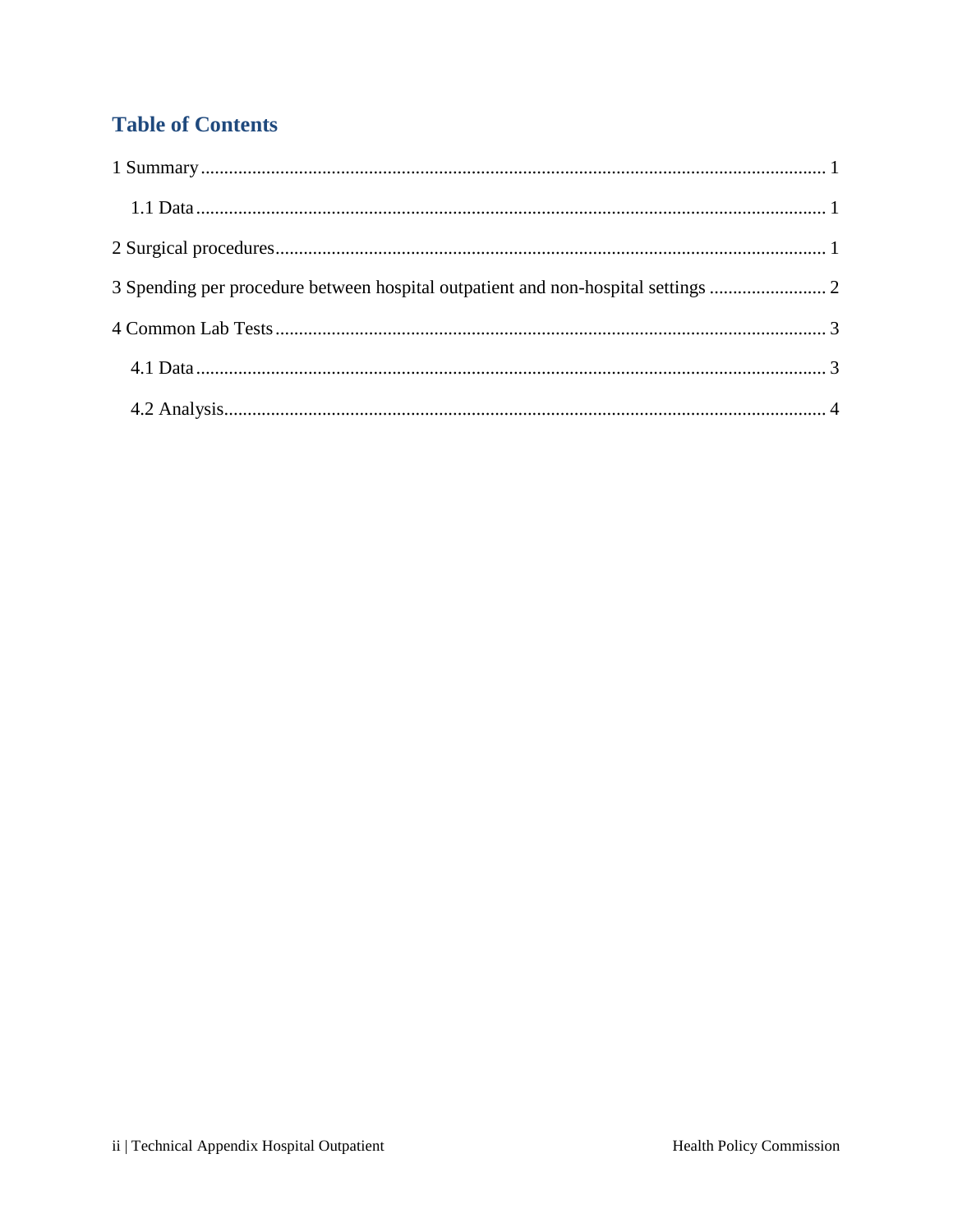# Table of Contents

1 Summary ........................................................................................................................... 1

  1.1 Data ........................................................................................................................... 1

2 Surgical procedures ........................................................................................................... 1

3 Spending per procedure between hospital outpatient and non-hospital settings ......................... 2

4 Common Lab Tests ............................................................................................................ 3

  4.1 Data ........................................................................................................................... 3

  4.2 Analysis ...................................................................................................................... 4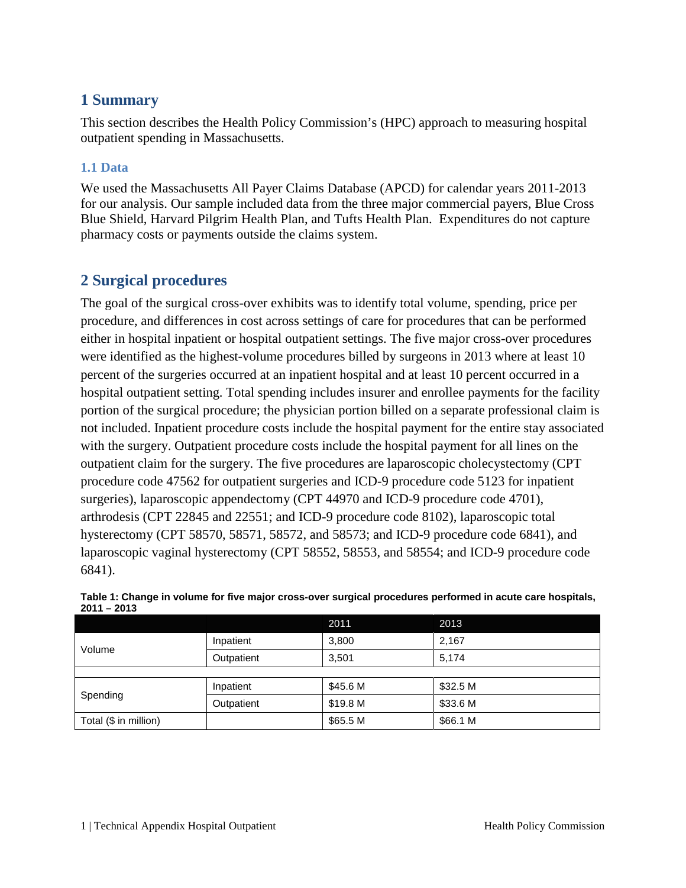# 1 Summary

This section describes the Health Policy Commission's (HPC) approach to measuring hospital outpatient spending in Massachusetts.

### 1.1 Data

We used the Massachusetts All Payer Claims Database (APCD) for calendar years 2011-2013 for our analysis. Our sample included data from the three major commercial payers, Blue Cross Blue Shield, Harvard Pilgrim Health Plan, and Tufts Health Plan. Expenditures do not capture pharmacy costs or payments outside the claims system.

# 2 Surgical procedures

The goal of the surgical cross-over exhibits was to identify total volume, spending, price per procedure, and differences in cost across settings of care for procedures that can be performed either in hospital inpatient or hospital outpatient settings. The five major cross-over procedures were identified as the highest-volume procedures billed by surgeons in 2013 where at least 10 percent of the surgeries occurred at an inpatient hospital and at least 10 percent occurred in a hospital outpatient setting. Total spending includes insurer and enrollee payments for the facility portion of the surgical procedure; the physician portion billed on a separate professional claim is not included. Inpatient procedure costs include the hospital payment for the entire stay associated with the surgery. Outpatient procedure costs include the hospital payment for all lines on the outpatient claim for the surgery. The five procedures are laparoscopic cholecystectomy (CPT procedure code 47562 for outpatient surgeries and ICD-9 procedure code 5123 for inpatient surgeries), laparoscopic appendectomy (CPT 44970 and ICD-9 procedure code 4701), arthrodesis (CPT 22845 and 22551; and ICD-9 procedure code 8102), laparoscopic total hysterectomy (CPT 58570, 58571, 58572, and 58573; and ICD-9 procedure code 6841), and laparoscopic vaginal hysterectomy (CPT 58552, 58553, and 58554; and ICD-9 procedure code 6841).

**Table 1: Change in volume for five major cross-over surgical procedures performed in acute care hospitals, 2011 – 2013**

| | | 2011 | 2013 |
|---|---|---|---|
| Volume | Inpatient | 3,800 | 2,167 |
| | Outpatient | 3,501 | 5,174 |
| | | | |
| Spending | Inpatient | $45.6 M | $32.5 M |
| | Outpatient | $19.8 M | $33.6 M |
| Total ($ in million) | | $65.5 M | $66.1 M |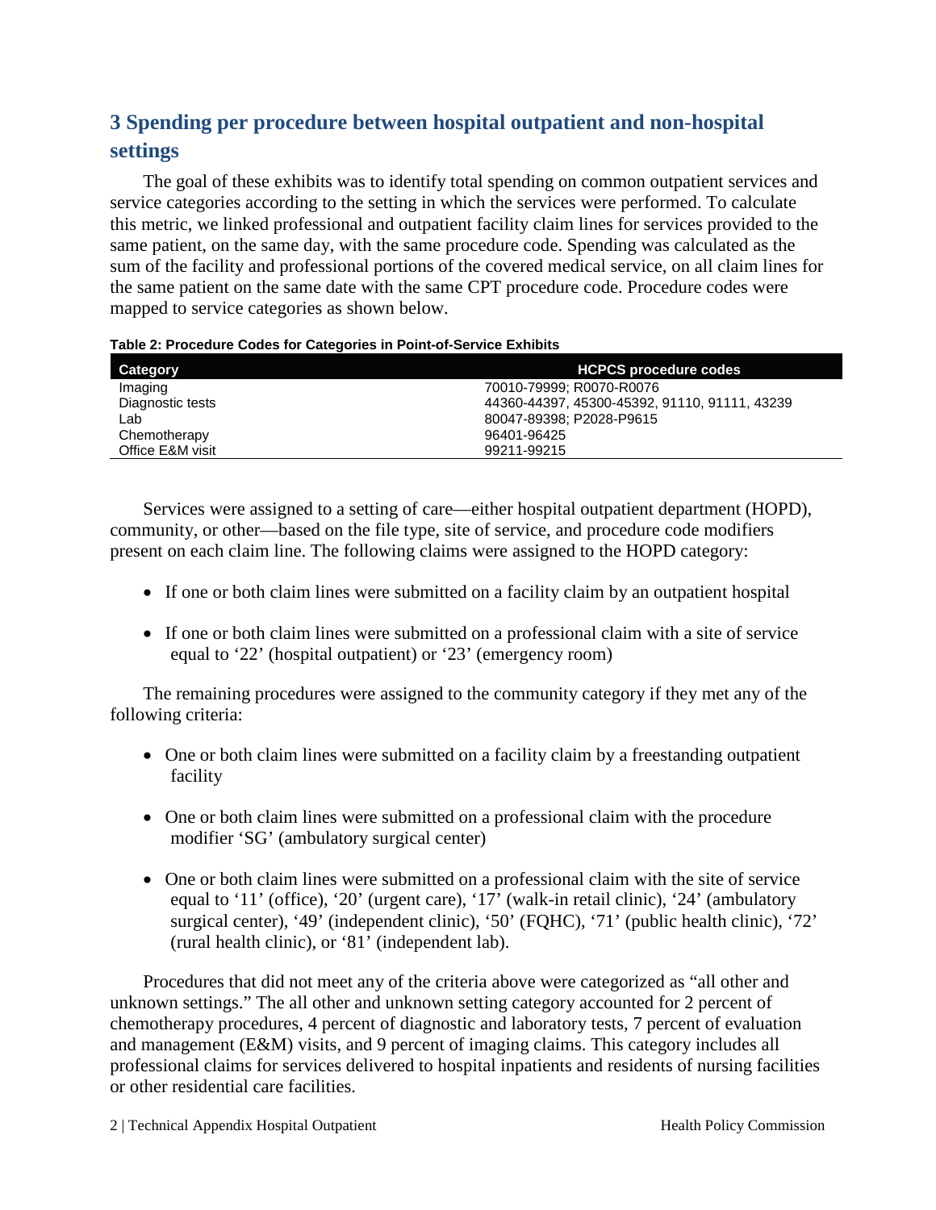## 3 Spending per procedure between hospital outpatient and non-hospital settings

The goal of these exhibits was to identify total spending on common outpatient services and service categories according to the setting in which the services were performed. To calculate this metric, we linked professional and outpatient facility claim lines for services provided to the same patient, on the same day, with the same procedure code. Spending was calculated as the sum of the facility and professional portions of the covered medical service, on all claim lines for the same patient on the same date with the same CPT procedure code. Procedure codes were mapped to service categories as shown below.

**Table 2: Procedure Codes for Categories in Point-of-Service Exhibits**

| Category | HCPCS procedure codes |
|---|---|
| Imaging | 70010-79999; R0070-R0076 |
| Diagnostic tests | 44360-44397, 45300-45392, 91110, 91111, 43239 |
| Lab | 80047-89398; P2028-P9615 |
| Chemotherapy | 96401-96425 |
| Office E&M visit | 99211-99215 |

Services were assigned to a setting of care—either hospital outpatient department (HOPD), community, or other—based on the file type, site of service, and procedure code modifiers present on each claim line. The following claims were assigned to the HOPD category:

- If one or both claim lines were submitted on a facility claim by an outpatient hospital
- If one or both claim lines were submitted on a professional claim with a site of service equal to '22' (hospital outpatient) or '23' (emergency room)

The remaining procedures were assigned to the community category if they met any of the following criteria:

- One or both claim lines were submitted on a facility claim by a freestanding outpatient facility
- One or both claim lines were submitted on a professional claim with the procedure modifier 'SG' (ambulatory surgical center)
- One or both claim lines were submitted on a professional claim with the site of service equal to '11' (office), '20' (urgent care), '17' (walk-in retail clinic), '24' (ambulatory surgical center), '49' (independent clinic), '50' (FQHC), '71' (public health clinic), '72' (rural health clinic), or '81' (independent lab).

Procedures that did not meet any of the criteria above were categorized as "all other and unknown settings." The all other and unknown setting category accounted for 2 percent of chemotherapy procedures, 4 percent of diagnostic and laboratory tests, 7 percent of evaluation and management (E&M) visits, and 9 percent of imaging claims. This category includes all professional claims for services delivered to hospital inpatients and residents of nursing facilities or other residential care facilities.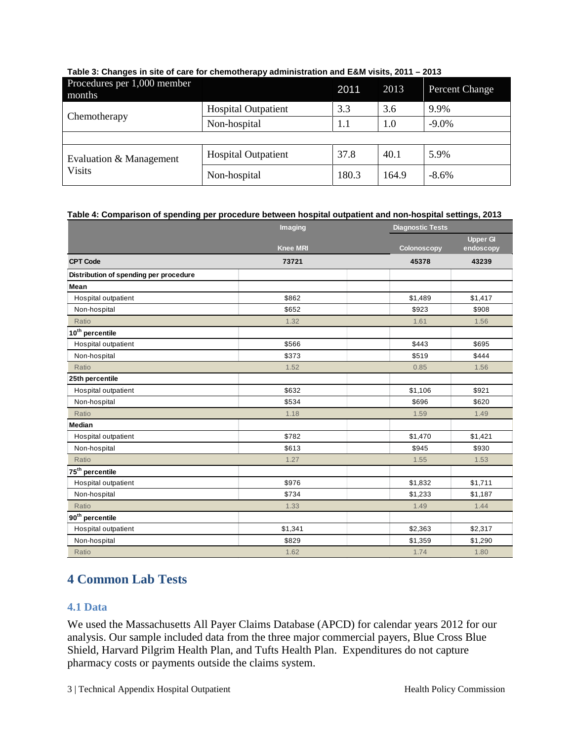**Table 3: Changes in site of care for chemotherapy administration and E&M visits, 2011 – 2013**

| Procedures per 1,000 member months | | 2011 | 2013 | Percent Change |
|---|---|---|---|---|
| Chemotherapy | Hospital Outpatient | 3.3 | 3.6 | 9.9% |
| | Non-hospital | 1.1 | 1.0 | -9.0% |
| | | | | |
| Evaluation & Management Visits | Hospital Outpatient | 37.8 | 40.1 | 5.9% |
| | Non-hospital | 180.3 | 164.9 | -8.6% |

**Table 4: Comparison of spending per procedure between hospital outpatient and non-hospital settings, 2013**

| | Imaging | | Diagnostic Tests | |
|---|---|---|---|---|
| | Knee MRI | | Colonoscopy | Upper GI endoscopy |
| **CPT Code** | **73721** | | **45378** | **43239** |
| **Distribution of spending per procedure** | | | | |
| **Mean** | | | | |
| Hospital outpatient | $862 | | $1,489 | $1,417 |
| Non-hospital | $652 | | $923 | $908 |
| Ratio | 1.32 | | 1.61 | 1.56 |
| **10th percentile** | | | | |
| Hospital outpatient | $566 | | $443 | $695 |
| Non-hospital | $373 | | $519 | $444 |
| Ratio | 1.52 | | 0.85 | 1.56 |
| **25th percentile** | | | | |
| Hospital outpatient | $632 | | $1,106 | $921 |
| Non-hospital | $534 | | $696 | $620 |
| Ratio | 1.18 | | 1.59 | 1.49 |
| **Median** | | | | |
| Hospital outpatient | $782 | | $1,470 | $1,421 |
| Non-hospital | $613 | | $945 | $930 |
| Ratio | 1.27 | | 1.55 | 1.53 |
| **75th percentile** | | | | |
| Hospital outpatient | $976 | | $1,832 | $1,711 |
| Non-hospital | $734 | | $1,233 | $1,187 |
| Ratio | 1.33 | | 1.49 | 1.44 |
| **90th percentile** | | | | |
| Hospital outpatient | $1,341 | | $2,363 | $2,317 |
| Non-hospital | $829 | | $1,359 | $1,290 |
| Ratio | 1.62 | | 1.74 | 1.80 |

## 4 Common Lab Tests

### 4.1 Data

We used the Massachusetts All Payer Claims Database (APCD) for calendar years 2012 for our analysis. Our sample included data from the three major commercial payers, Blue Cross Blue Shield, Harvard Pilgrim Health Plan, and Tufts Health Plan. Expenditures do not capture pharmacy costs or payments outside the claims system.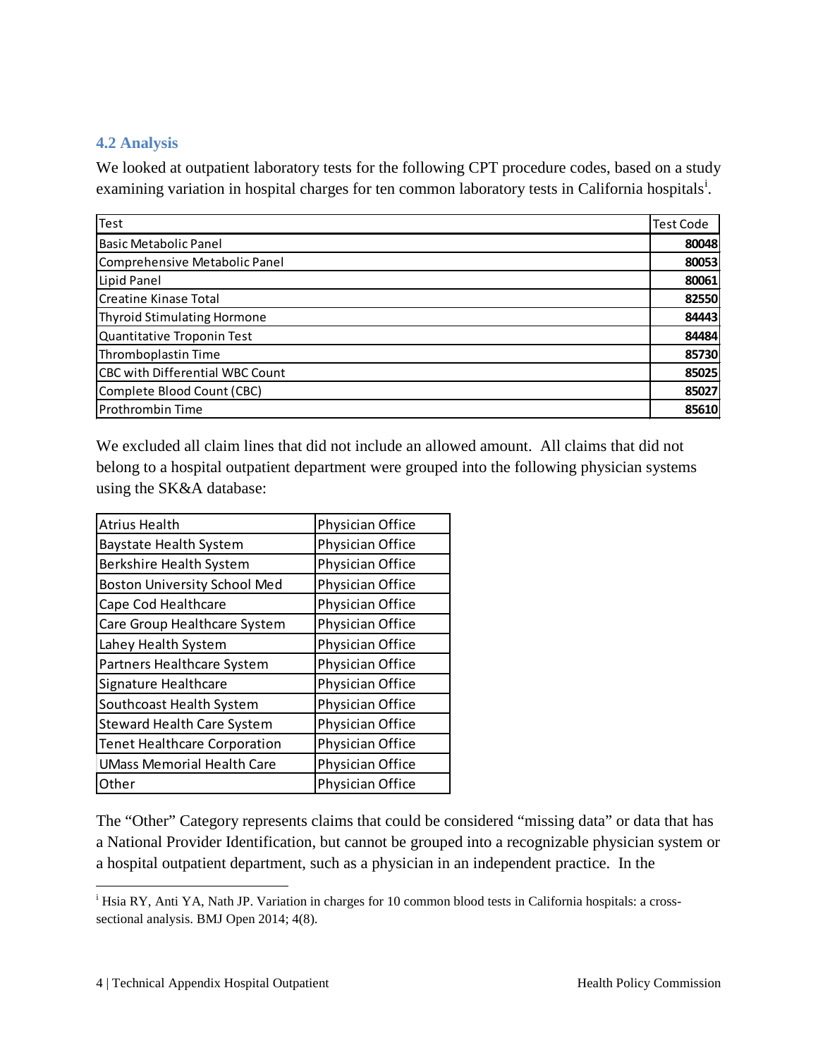### 4.2 Analysis

We looked at outpatient laboratory tests for the following CPT procedure codes, based on a study examining variation in hospital charges for ten common laboratory tests in California hospitals[i].

| Test | Test Code |
|---|---|
| Basic Metabolic Panel | 80048 |
| Comprehensive Metabolic Panel | 80053 |
| Lipid Panel | 80061 |
| Creatine Kinase Total | 82550 |
| Thyroid Stimulating Hormone | 84443 |
| Quantitative Troponin Test | 84484 |
| Thromboplastin Time | 85730 |
| CBC with Differential WBC Count | 85025 |
| Complete Blood Count (CBC) | 85027 |
| Prothrombin Time | 85610 |

We excluded all claim lines that did not include an allowed amount. All claims that did not belong to a hospital outpatient department were grouped into the following physician systems using the SK&A database:

| | |
|---|---|
| Atrius Health | Physician Office |
| Baystate Health System | Physician Office |
| Berkshire Health System | Physician Office |
| Boston University School Med | Physician Office |
| Cape Cod Healthcare | Physician Office |
| Care Group Healthcare System | Physician Office |
| Lahey Health System | Physician Office |
| Partners Healthcare System | Physician Office |
| Signature Healthcare | Physician Office |
| Southcoast Health System | Physician Office |
| Steward Health Care System | Physician Office |
| Tenet Healthcare Corporation | Physician Office |
| UMass Memorial Health Care | Physician Office |
| Other | Physician Office |

The "Other" Category represents claims that could be considered "missing data" or data that has a National Provider Identification, but cannot be grouped into a recognizable physician system or a hospital outpatient department, such as a physician in an independent practice. In the

[i] Hsia RY, Anti YA, Nath JP. Variation in charges for 10 common blood tests in California hospitals: a cross-sectional analysis. BMJ Open 2014; 4(8).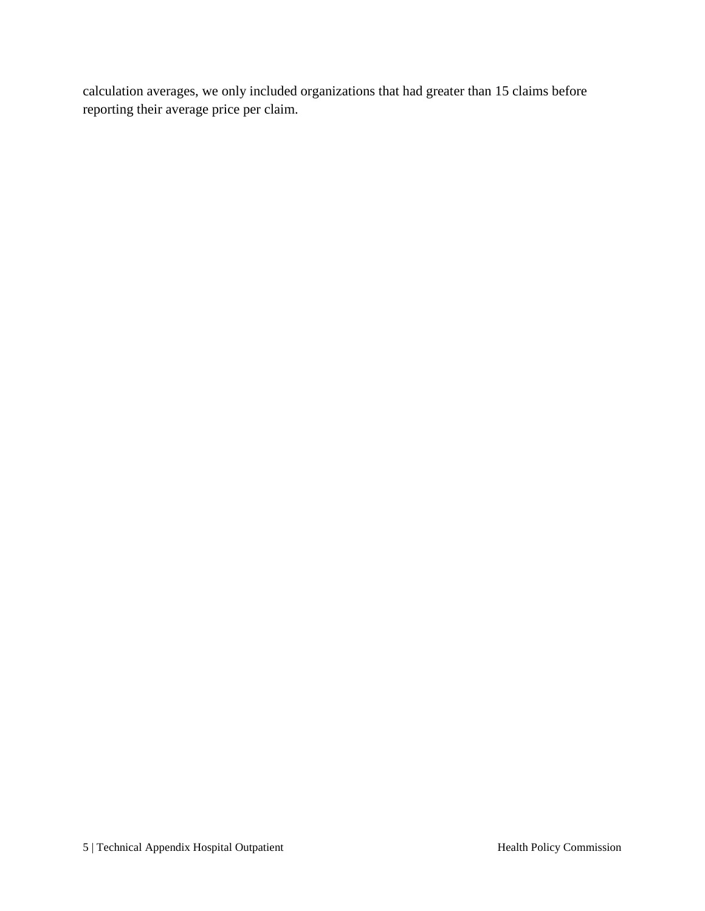calculation averages, we only included organizations that had greater than 15 claims before reporting their average price per claim.